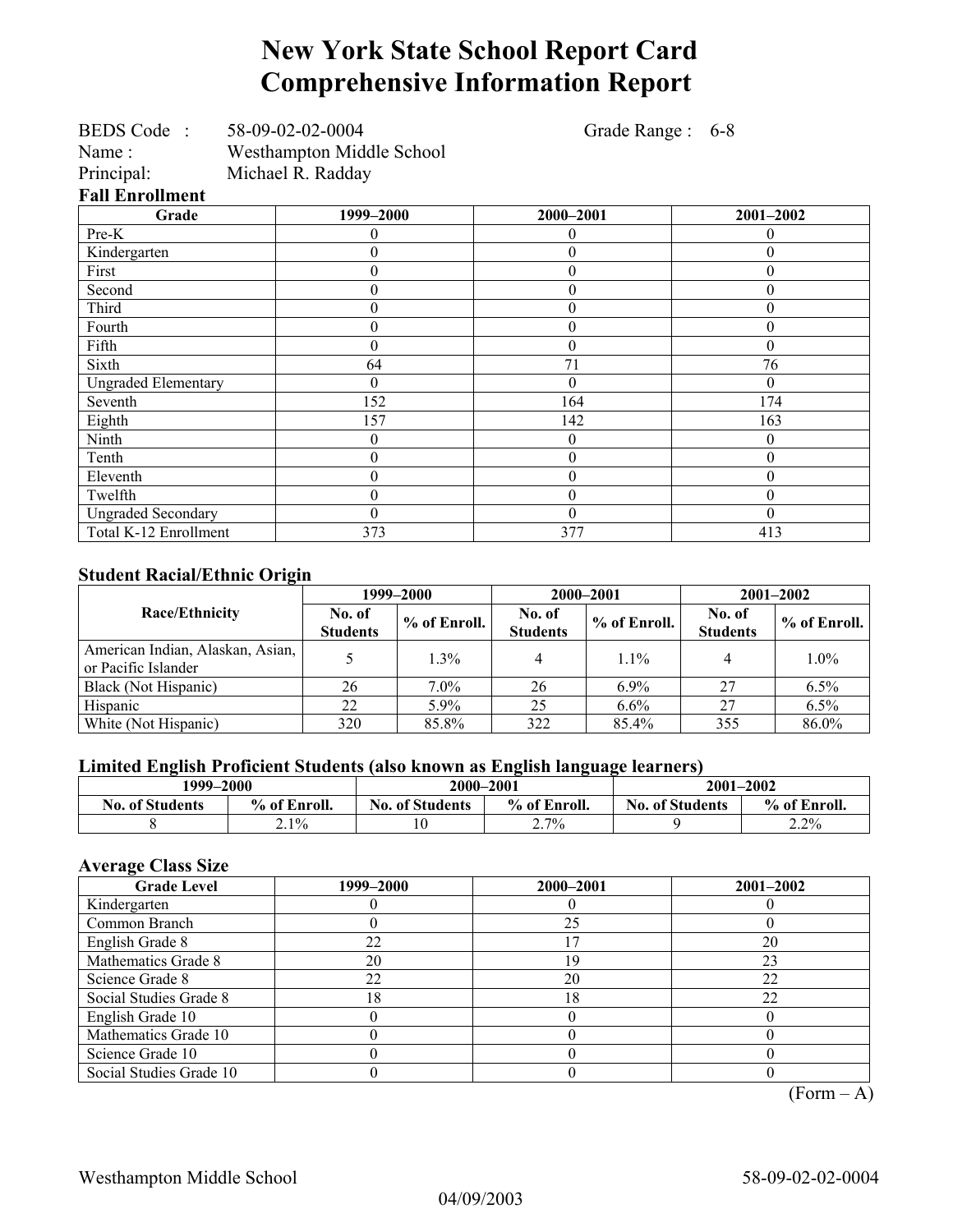# New York State School Report Card
# Comprehensive Information Report

BEDS Code : 58-09-02-02-0004 Grade Range : 6-8
Name : Westhampton Middle School
Principal: Michael R. Radday

### Fall Enrollment

| Grade | 1999–2000 | 2000–2001 | 2001–2002 |
|---|---|---|---|
| Pre-K | 0 | 0 | 0 |
| Kindergarten | 0 | 0 | 0 |
| First | 0 | 0 | 0 |
| Second | 0 | 0 | 0 |
| Third | 0 | 0 | 0 |
| Fourth | 0 | 0 | 0 |
| Fifth | 0 | 0 | 0 |
| Sixth | 64 | 71 | 76 |
| Ungraded Elementary | 0 | 0 | 0 |
| Seventh | 152 | 164 | 174 |
| Eighth | 157 | 142 | 163 |
| Ninth | 0 | 0 | 0 |
| Tenth | 0 | 0 | 0 |
| Eleventh | 0 | 0 | 0 |
| Twelfth | 0 | 0 | 0 |
| Ungraded Secondary | 0 | 0 | 0 |
| Total K-12 Enrollment | 373 | 377 | 413 |

### Student Racial/Ethnic Origin

| Race/Ethnicity | 1999–2000 | | 2000–2001 | | 2001–2002 | |
|---|---|---|---|---|---|---|
| | No. of Students | % of Enroll. | No. of Students | % of Enroll. | No. of Students | % of Enroll. |
| American Indian, Alaskan, Asian, or Pacific Islander | 5 | 1.3% | 4 | 1.1% | 4 | 1.0% |
| Black (Not Hispanic) | 26 | 7.0% | 26 | 6.9% | 27 | 6.5% |
| Hispanic | 22 | 5.9% | 25 | 6.6% | 27 | 6.5% |
| White (Not Hispanic) | 320 | 85.8% | 322 | 85.4% | 355 | 86.0% |

### Limited English Proficient Students (also known as English language learners)

| 1999–2000 | | 2000–2001 | | 2001–2002 | |
|---|---|---|---|---|---|
| No. of Students | % of Enroll. | No. of Students | % of Enroll. | No. of Students | % of Enroll. |
| 8 | 2.1% | 10 | 2.7% | 9 | 2.2% |

### Average Class Size

| Grade Level | 1999–2000 | 2000–2001 | 2001–2002 |
|---|---|---|---|
| Kindergarten | 0 | 0 | 0 |
| Common Branch | 0 | 25 | 0 |
| English Grade 8 | 22 | 17 | 20 |
| Mathematics Grade 8 | 20 | 19 | 23 |
| Science Grade 8 | 22 | 20 | 22 |
| Social Studies Grade 8 | 18 | 18 | 22 |
| English Grade 10 | 0 | 0 | 0 |
| Mathematics Grade 10 | 0 | 0 | 0 |
| Science Grade 10 | 0 | 0 | 0 |
| Social Studies Grade 10 | 0 | 0 | 0 |

(Form – A)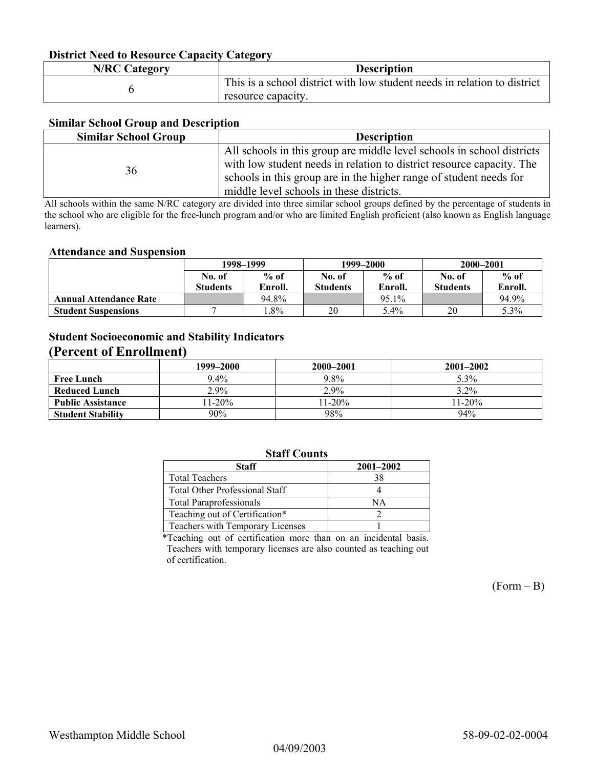### District Need to Resource Capacity Category

| N/RC Category | Description |
|---|---|
| 6 | This is a school district with low student needs in relation to district resource capacity. |

### Similar School Group and Description

| Similar School Group | Description |
|---|---|
| 36 | All schools in this group are middle level schools in school districts with low student needs in relation to district resource capacity. The schools in this group are in the higher range of student needs for middle level schools in these districts. |

All schools within the same N/RC category are divided into three similar school groups defined by the percentage of students in the school who are eligible for the free-lunch program and/or who are limited English proficient (also known as English language learners).

### Attendance and Suspension

| | 1998–1999 | | 1999–2000 | | 2000–2001 | |
|---|---|---|---|---|---|---|
| | No. of Students | % of Enroll. | No. of Students | % of Enroll. | No. of Students | % of Enroll. |
| **Annual Attendance Rate** | | 94.8% | | 95.1% | | 94.9% |
| **Student Suspensions** | 7 | 1.8% | 20 | 5.4% | 20 | 5.3% |

### Student Socioeconomic and Stability Indicators
## (Percent of Enrollment)

| | 1999–2000 | 2000–2001 | 2001–2002 |
|---|---|---|---|
| **Free Lunch** | 9.4% | 9.8% | 5.3% |
| **Reduced Lunch** | 2.9% | 2.9% | 3.2% |
| **Public Assistance** | 11-20% | 11-20% | 11-20% |
| **Student Stability** | 90% | 98% | 94% |

**Staff Counts**

| Staff | 2001–2002 |
|---|---|
| Total Teachers | 38 |
| Total Other Professional Staff | 4 |
| Total Paraprofessionals | NA |
| Teaching out of Certification* | 2 |
| Teachers with Temporary Licenses | 1 |

*Teaching out of certification more than on an incidental basis. Teachers with temporary licenses are also counted as teaching out of certification.

(Form – B)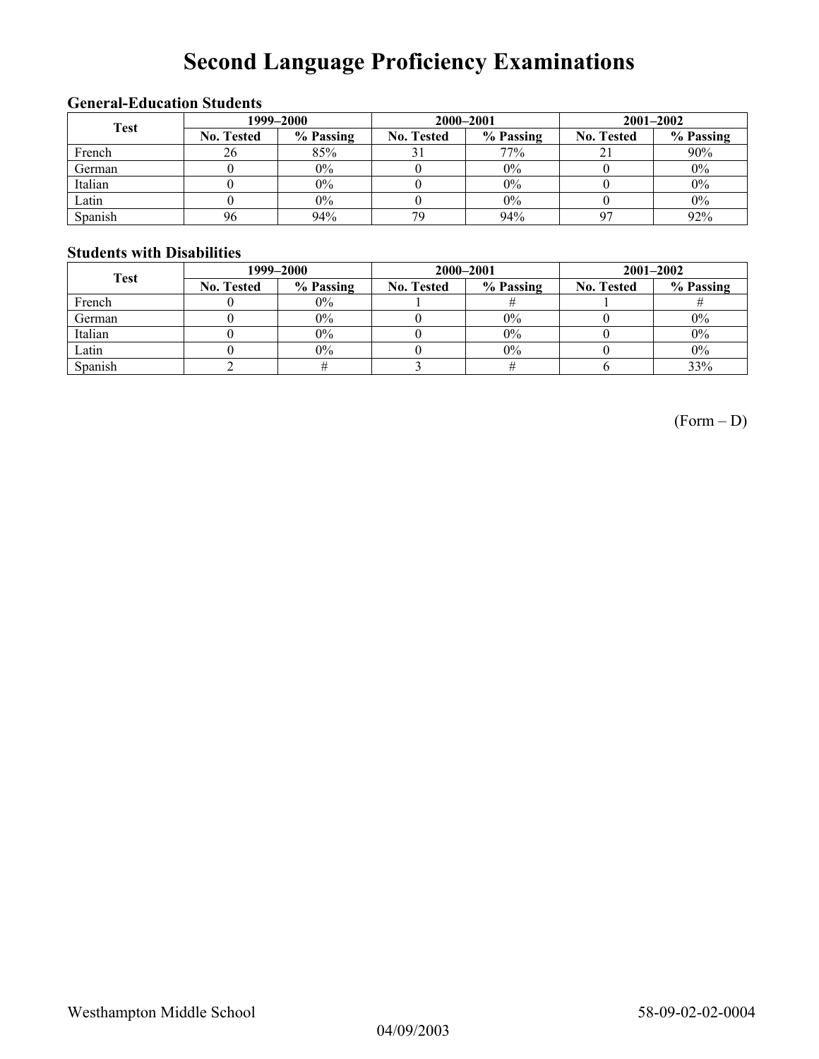# Second Language Proficiency Examinations

### General-Education Students

| Test | 1999–2000 | | 2000–2001 | | 2001–2002 | |
|---|---|---|---|---|---|---|
| | No. Tested | % Passing | No. Tested | % Passing | No. Tested | % Passing |
| French | 26 | 85% | 31 | 77% | 21 | 90% |
| German | 0 | 0% | 0 | 0% | 0 | 0% |
| Italian | 0 | 0% | 0 | 0% | 0 | 0% |
| Latin | 0 | 0% | 0 | 0% | 0 | 0% |
| Spanish | 96 | 94% | 79 | 94% | 97 | 92% |

### Students with Disabilities

| Test | 1999–2000 | | 2000–2001 | | 2001–2002 | |
|---|---|---|---|---|---|---|
| | No. Tested | % Passing | No. Tested | % Passing | No. Tested | % Passing |
| French | 0 | 0% | 1 | # | 1 | # |
| German | 0 | 0% | 0 | 0% | 0 | 0% |
| Italian | 0 | 0% | 0 | 0% | 0 | 0% |
| Latin | 0 | 0% | 0 | 0% | 0 | 0% |
| Spanish | 2 | # | 3 | # | 6 | 33% |

(Form – D)

Westhampton Middle School 58-09-02-02-0004

04/09/2003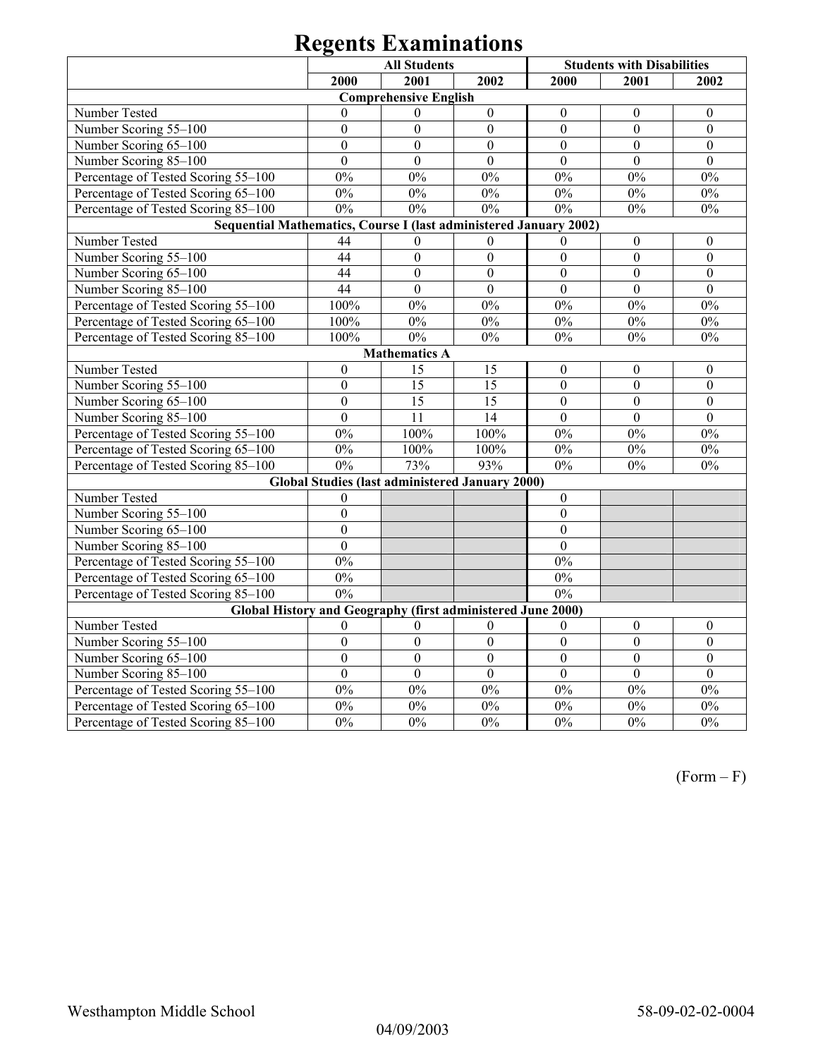# Regents Examinations

| | All Students | | | Students with Disabilities | | |
|---|---|---|---|---|---|---|
| | 2000 | 2001 | 2002 | 2000 | 2001 | 2002 |
| **Comprehensive English** | | | | | | |
| Number Tested | 0 | 0 | 0 | 0 | 0 | 0 |
| Number Scoring 55–100 | 0 | 0 | 0 | 0 | 0 | 0 |
| Number Scoring 65–100 | 0 | 0 | 0 | 0 | 0 | 0 |
| Number Scoring 85–100 | 0 | 0 | 0 | 0 | 0 | 0 |
| Percentage of Tested Scoring 55–100 | 0% | 0% | 0% | 0% | 0% | 0% |
| Percentage of Tested Scoring 65–100 | 0% | 0% | 0% | 0% | 0% | 0% |
| Percentage of Tested Scoring 85–100 | 0% | 0% | 0% | 0% | 0% | 0% |
| **Sequential Mathematics, Course I (last administered January 2002)** | | | | | | |
| Number Tested | 44 | 0 | 0 | 0 | 0 | 0 |
| Number Scoring 55–100 | 44 | 0 | 0 | 0 | 0 | 0 |
| Number Scoring 65–100 | 44 | 0 | 0 | 0 | 0 | 0 |
| Number Scoring 85–100 | 44 | 0 | 0 | 0 | 0 | 0 |
| Percentage of Tested Scoring 55–100 | 100% | 0% | 0% | 0% | 0% | 0% |
| Percentage of Tested Scoring 65–100 | 100% | 0% | 0% | 0% | 0% | 0% |
| Percentage of Tested Scoring 85–100 | 100% | 0% | 0% | 0% | 0% | 0% |
| **Mathematics A** | | | | | | |
| Number Tested | 0 | 15 | 15 | 0 | 0 | 0 |
| Number Scoring 55–100 | 0 | 15 | 15 | 0 | 0 | 0 |
| Number Scoring 65–100 | 0 | 15 | 15 | 0 | 0 | 0 |
| Number Scoring 85–100 | 0 | 11 | 14 | 0 | 0 | 0 |
| Percentage of Tested Scoring 55–100 | 0% | 100% | 100% | 0% | 0% | 0% |
| Percentage of Tested Scoring 65–100 | 0% | 100% | 100% | 0% | 0% | 0% |
| Percentage of Tested Scoring 85–100 | 0% | 73% | 93% | 0% | 0% | 0% |
| **Global Studies (last administered January 2000)** | | | | | | |
| Number Tested | 0 | | | 0 | | |
| Number Scoring 55–100 | 0 | | | 0 | | |
| Number Scoring 65–100 | 0 | | | 0 | | |
| Number Scoring 85–100 | 0 | | | 0 | | |
| Percentage of Tested Scoring 55–100 | 0% | | | 0% | | |
| Percentage of Tested Scoring 65–100 | 0% | | | 0% | | |
| Percentage of Tested Scoring 85–100 | 0% | | | 0% | | |
| **Global History and Geography (first administered June 2000)** | | | | | | |
| Number Tested | 0 | 0 | 0 | 0 | 0 | 0 |
| Number Scoring 55–100 | 0 | 0 | 0 | 0 | 0 | 0 |
| Number Scoring 65–100 | 0 | 0 | 0 | 0 | 0 | 0 |
| Number Scoring 85–100 | 0 | 0 | 0 | 0 | 0 | 0 |
| Percentage of Tested Scoring 55–100 | 0% | 0% | 0% | 0% | 0% | 0% |
| Percentage of Tested Scoring 65–100 | 0% | 0% | 0% | 0% | 0% | 0% |
| Percentage of Tested Scoring 85–100 | 0% | 0% | 0% | 0% | 0% | 0% |

(Form – F)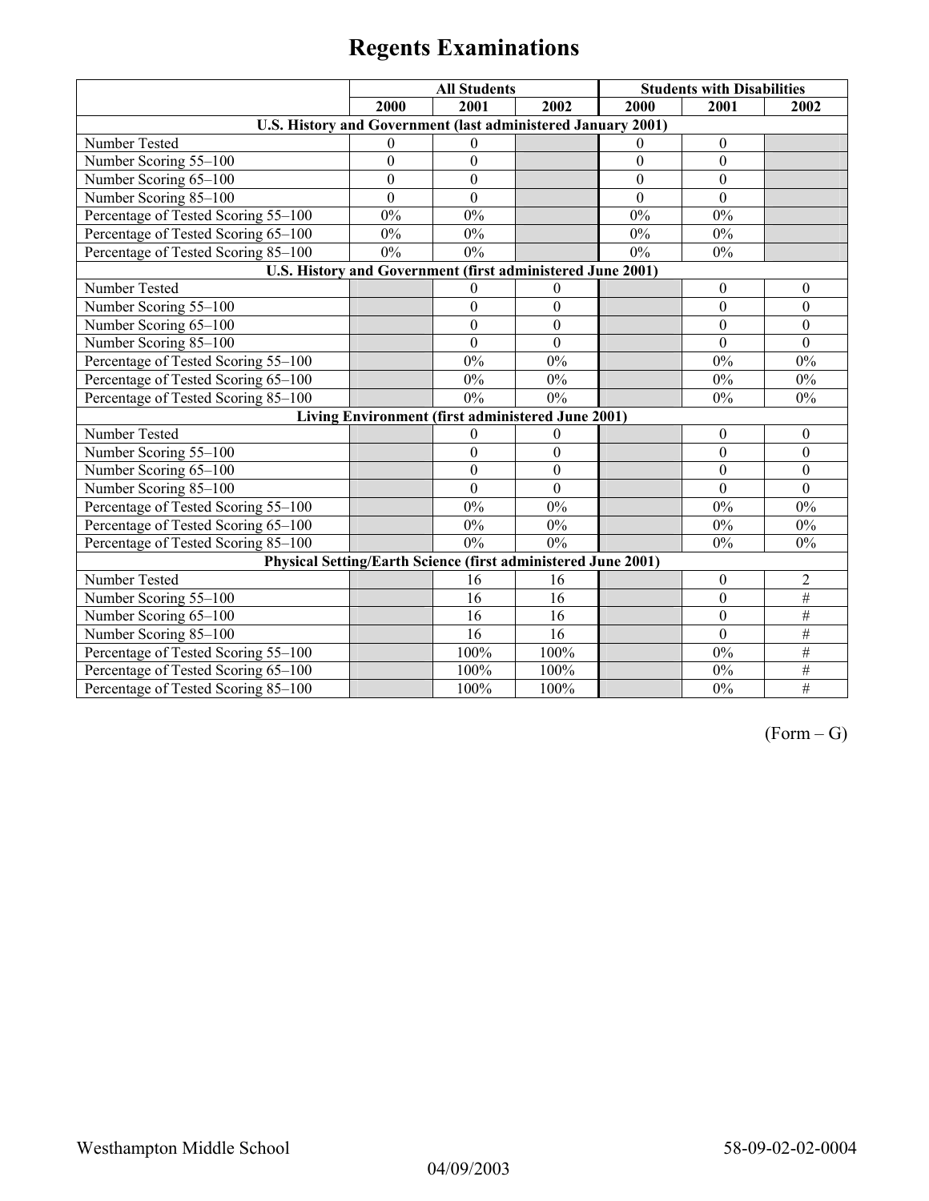# Regents Examinations

| | All Students | | | Students with Disabilities | | |
|---|---|---|---|---|---|---|
| | 2000 | 2001 | 2002 | 2000 | 2001 | 2002 |
| **U.S. History and Government (last administered January 2001)** | | | | | | |
| Number Tested | 0 | 0 | | 0 | 0 | |
| Number Scoring 55–100 | 0 | 0 | | 0 | 0 | |
| Number Scoring 65–100 | 0 | 0 | | 0 | 0 | |
| Number Scoring 85–100 | 0 | 0 | | 0 | 0 | |
| Percentage of Tested Scoring 55–100 | 0% | 0% | | 0% | 0% | |
| Percentage of Tested Scoring 65–100 | 0% | 0% | | 0% | 0% | |
| Percentage of Tested Scoring 85–100 | 0% | 0% | | 0% | 0% | |
| **U.S. History and Government (first administered June 2001)** | | | | | | |
| Number Tested | | 0 | 0 | | 0 | 0 |
| Number Scoring 55–100 | | 0 | 0 | | 0 | 0 |
| Number Scoring 65–100 | | 0 | 0 | | 0 | 0 |
| Number Scoring 85–100 | | 0 | 0 | | 0 | 0 |
| Percentage of Tested Scoring 55–100 | | 0% | 0% | | 0% | 0% |
| Percentage of Tested Scoring 65–100 | | 0% | 0% | | 0% | 0% |
| Percentage of Tested Scoring 85–100 | | 0% | 0% | | 0% | 0% |
| **Living Environment (first administered June 2001)** | | | | | | |
| Number Tested | | 0 | 0 | | 0 | 0 |
| Number Scoring 55–100 | | 0 | 0 | | 0 | 0 |
| Number Scoring 65–100 | | 0 | 0 | | 0 | 0 |
| Number Scoring 85–100 | | 0 | 0 | | 0 | 0 |
| Percentage of Tested Scoring 55–100 | | 0% | 0% | | 0% | 0% |
| Percentage of Tested Scoring 65–100 | | 0% | 0% | | 0% | 0% |
| Percentage of Tested Scoring 85–100 | | 0% | 0% | | 0% | 0% |
| **Physical Setting/Earth Science (first administered June 2001)** | | | | | | |
| Number Tested | | 16 | 16 | | 0 | 2 |
| Number Scoring 55–100 | | 16 | 16 | | 0 | # |
| Number Scoring 65–100 | | 16 | 16 | | 0 | # |
| Number Scoring 85–100 | | 16 | 16 | | 0 | # |
| Percentage of Tested Scoring 55–100 | | 100% | 100% | | 0% | # |
| Percentage of Tested Scoring 65–100 | | 100% | 100% | | 0% | # |
| Percentage of Tested Scoring 85–100 | | 100% | 100% | | 0% | # |

(Form – G)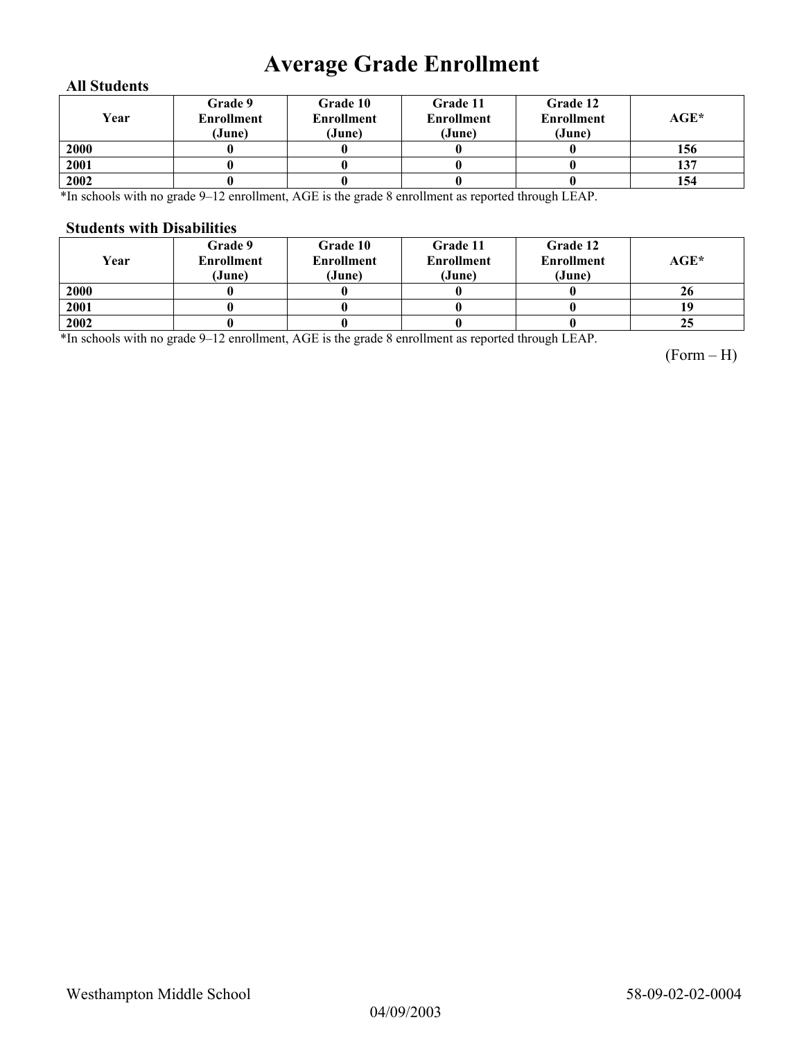# Average Grade Enrollment

### All Students

| Year | Grade 9 Enrollment (June) | Grade 10 Enrollment (June) | Grade 11 Enrollment (June) | Grade 12 Enrollment (June) | AGE* |
|---|---|---|---|---|---|
| 2000 | 0 | 0 | 0 | 0 | 156 |
| 2001 | 0 | 0 | 0 | 0 | 137 |
| 2002 | 0 | 0 | 0 | 0 | 154 |

*In schools with no grade 9–12 enrollment, AGE is the grade 8 enrollment as reported through LEAP.

### Students with Disabilities

| Year | Grade 9 Enrollment (June) | Grade 10 Enrollment (June) | Grade 11 Enrollment (June) | Grade 12 Enrollment (June) | AGE* |
|---|---|---|---|---|---|
| 2000 | 0 | 0 | 0 | 0 | 26 |
| 2001 | 0 | 0 | 0 | 0 | 19 |
| 2002 | 0 | 0 | 0 | 0 | 25 |

*In schools with no grade 9–12 enrollment, AGE is the grade 8 enrollment as reported through LEAP.

(Form – H)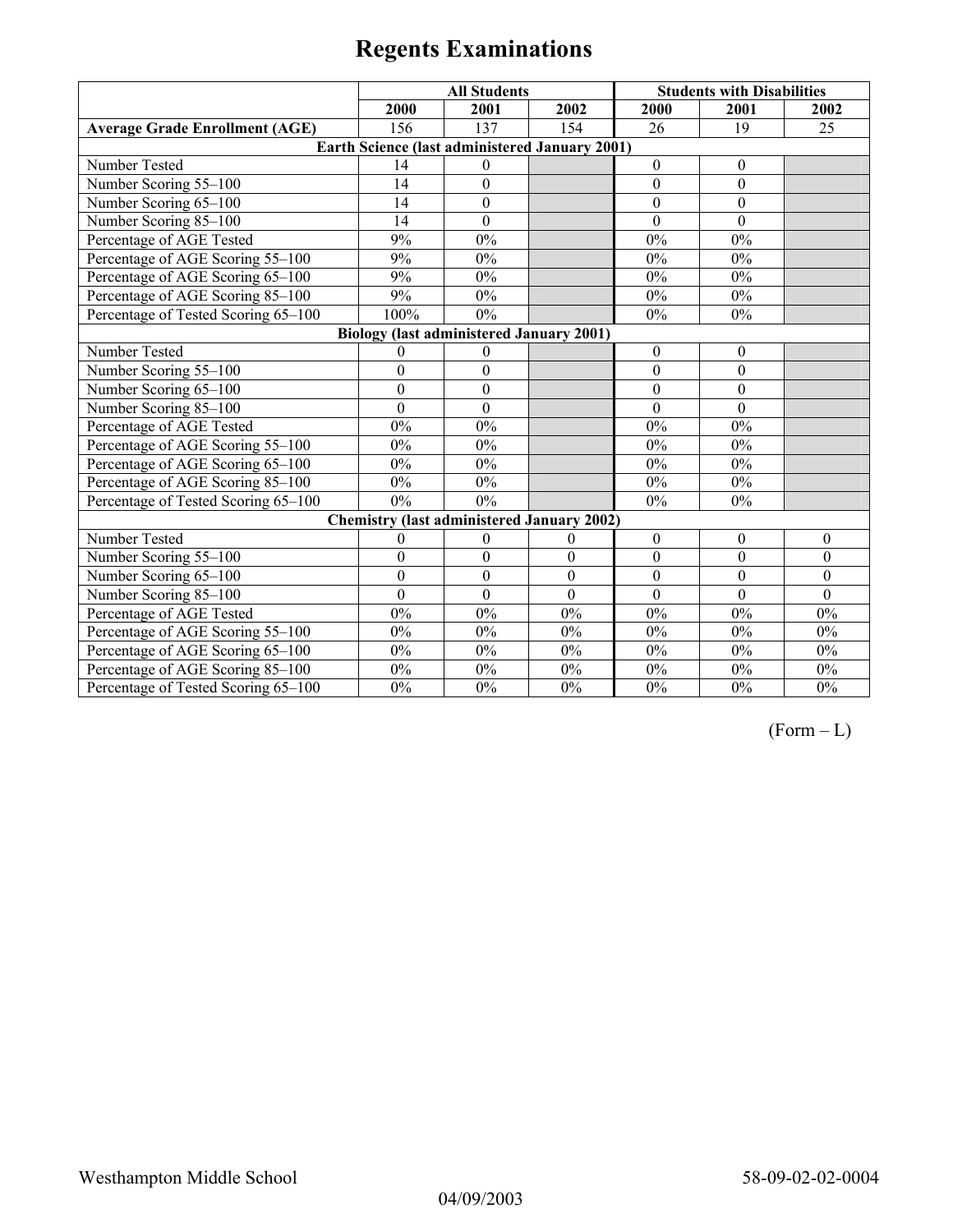# Regents Examinations

| | All Students | | | Students with Disabilities | | |
|---|---|---|---|---|---|---|
| | 2000 | 2001 | 2002 | 2000 | 2001 | 2002 |
| **Average Grade Enrollment (AGE)** | 156 | 137 | 154 | 26 | 19 | 25 |
| **Earth Science (last administered January 2001)** | | | | | | |
| Number Tested | 14 | 0 | | 0 | 0 | |
| Number Scoring 55–100 | 14 | 0 | | 0 | 0 | |
| Number Scoring 65–100 | 14 | 0 | | 0 | 0 | |
| Number Scoring 85–100 | 14 | 0 | | 0 | 0 | |
| Percentage of AGE Tested | 9% | 0% | | 0% | 0% | |
| Percentage of AGE Scoring 55–100 | 9% | 0% | | 0% | 0% | |
| Percentage of AGE Scoring 65–100 | 9% | 0% | | 0% | 0% | |
| Percentage of AGE Scoring 85–100 | 9% | 0% | | 0% | 0% | |
| Percentage of Tested Scoring 65–100 | 100% | 0% | | 0% | 0% | |
| **Biology (last administered January 2001)** | | | | | | |
| Number Tested | 0 | 0 | | 0 | 0 | |
| Number Scoring 55–100 | 0 | 0 | | 0 | 0 | |
| Number Scoring 65–100 | 0 | 0 | | 0 | 0 | |
| Number Scoring 85–100 | 0 | 0 | | 0 | 0 | |
| Percentage of AGE Tested | 0% | 0% | | 0% | 0% | |
| Percentage of AGE Scoring 55–100 | 0% | 0% | | 0% | 0% | |
| Percentage of AGE Scoring 65–100 | 0% | 0% | | 0% | 0% | |
| Percentage of AGE Scoring 85–100 | 0% | 0% | | 0% | 0% | |
| Percentage of Tested Scoring 65–100 | 0% | 0% | | 0% | 0% | |
| **Chemistry (last administered January 2002)** | | | | | | |
| Number Tested | 0 | 0 | 0 | 0 | 0 | 0 |
| Number Scoring 55–100 | 0 | 0 | 0 | 0 | 0 | 0 |
| Number Scoring 65–100 | 0 | 0 | 0 | 0 | 0 | 0 |
| Number Scoring 85–100 | 0 | 0 | 0 | 0 | 0 | 0 |
| Percentage of AGE Tested | 0% | 0% | 0% | 0% | 0% | 0% |
| Percentage of AGE Scoring 55–100 | 0% | 0% | 0% | 0% | 0% | 0% |
| Percentage of AGE Scoring 65–100 | 0% | 0% | 0% | 0% | 0% | 0% |
| Percentage of AGE Scoring 85–100 | 0% | 0% | 0% | 0% | 0% | 0% |
| Percentage of Tested Scoring 65–100 | 0% | 0% | 0% | 0% | 0% | 0% |

(Form – L)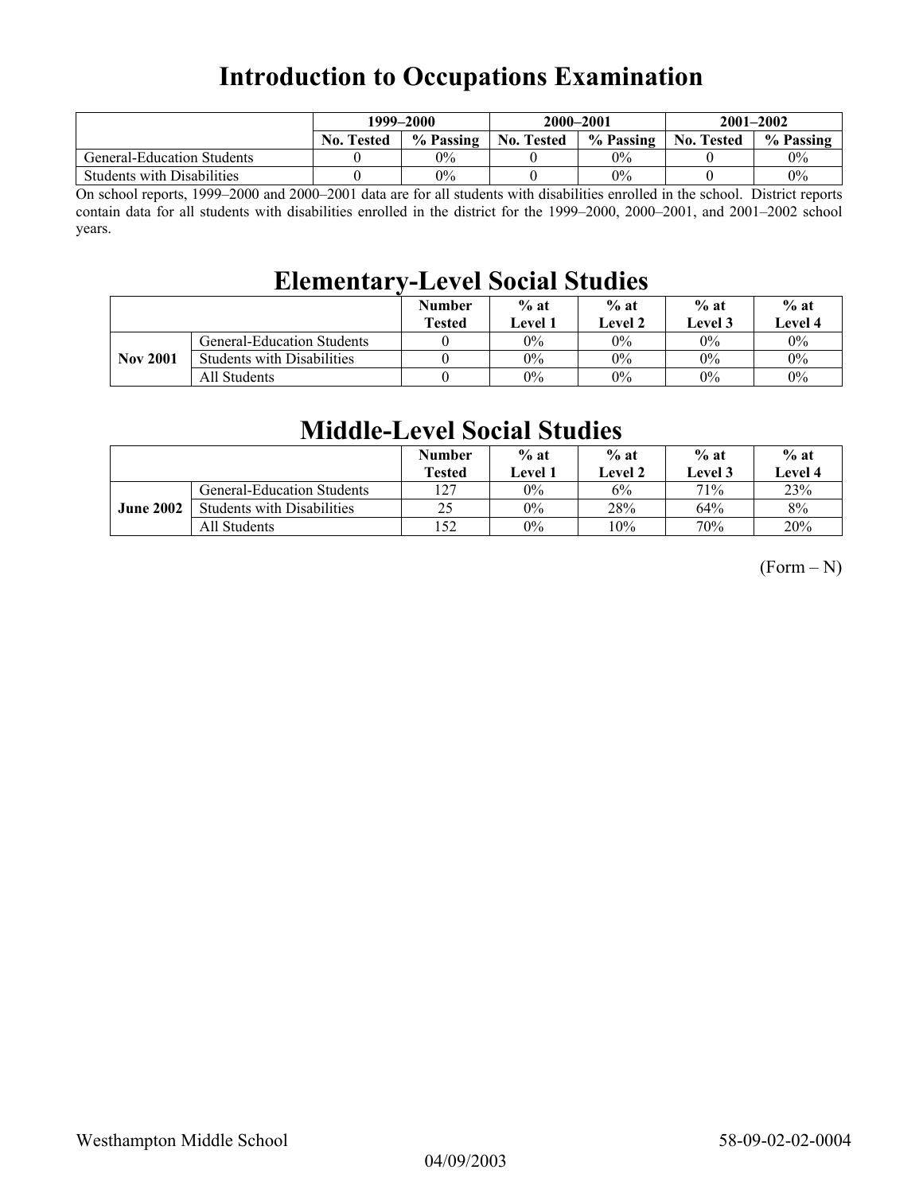# Introduction to Occupations Examination

| | 1999–2000 | | 2000–2001 | | 2001–2002 | |
|---|---|---|---|---|---|---|
| | No. Tested | % Passing | No. Tested | % Passing | No. Tested | % Passing |
| General-Education Students | 0 | 0% | 0 | 0% | 0 | 0% |
| Students with Disabilities | 0 | 0% | 0 | 0% | 0 | 0% |

On school reports, 1999–2000 and 2000–2001 data are for all students with disabilities enrolled in the school. District reports contain data for all students with disabilities enrolled in the district for the 1999–2000, 2000–2001, and 2001–2002 school years.

# Elementary-Level Social Studies

| | | Number Tested | % at Level 1 | % at Level 2 | % at Level 3 | % at Level 4 |
|---|---|---|---|---|---|---|
| Nov 2001 | General-Education Students | 0 | 0% | 0% | 0% | 0% |
| | Students with Disabilities | 0 | 0% | 0% | 0% | 0% |
| | All Students | 0 | 0% | 0% | 0% | 0% |

# Middle-Level Social Studies

| | | Number Tested | % at Level 1 | % at Level 2 | % at Level 3 | % at Level 4 |
|---|---|---|---|---|---|---|
| June 2002 | General-Education Students | 127 | 0% | 6% | 71% | 23% |
| | Students with Disabilities | 25 | 0% | 28% | 64% | 8% |
| | All Students | 152 | 0% | 10% | 70% | 20% |

(Form – N)